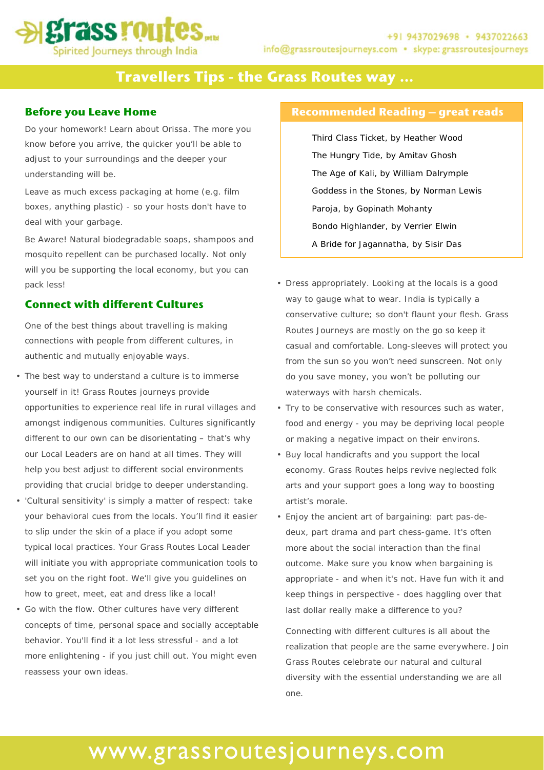# Travellers Tips - the Grass Routes way ...

## Before you Leave Home

Do your homework! Learn about Orissa. The more you know before you arrive, the quicker you'll be able to adjust to your surroundings and the deeper your understanding will be.

Leave as much excess packaging at home (e.g. film boxes, anything plastic) - so your hosts don't have to deal with your garbage.

Be Aware! Natural biodegradable soaps, shampoos and mosquito repellent can be purchased locally. Not only will you be supporting the local economy, but you can pack less!

## Connect with different Cultures

One of the best things about travelling is making connections with people from different cultures, in authentic and mutually enjoyable ways.

- The best way to understand a culture is to immerse yourself in it! Grass Routes journeys provide opportunities to experience real life in rural villages and amongst indigenous communities. Cultures significantly different to our own can be disorientating – that's why our Local Leaders are on hand at all times. They will help you best adjust to different social environments providing that crucial bridge to deeper understanding.
- 'Cultural sensitivity' is simply a matter of respect: take your behavioral cues from the locals. You'll find it easier to slip under the skin of a place if you adopt some typical local practices. Your Grass Routes Local Leader will initiate you with appropriate communication tools to set you on the right foot. We'll give you guidelines on how to greet, meet, eat and dress like a local!
- Go with the flow. Other cultures have very different concepts of time, personal space and socially acceptable behavior. You'll find it a lot less stressful - and a lot more enlightening - if you just chill out. You might even reassess your own ideas.

## Recommended Reading – great reads

- Third Class Ticket, by Heather Wood
- The Hungry Tide, by Amitav Ghosh
- The Age of Kali, by William Dalrymple
- Goddess in the Stones, by Norman Lewis
- Paroja, by Gopinath Mohanty
- Bondo Highlander, by Verrier Elwin
- A Bride for Jagannatha, by Sisir Das

- Dress appropriately. Looking at the locals is a good way to gauge what to wear. India is typically a conservative culture; so don't flaunt your flesh. Grass Routes Journeys are mostly on the go so keep it casual and comfortable. Long-sleeves will protect you from the sun so you won't need sunscreen. Not only do you save money, you won't be polluting our waterways with harsh chemicals.
- Try to be conservative with resources such as water, food and energy - you may be depriving local people or making a negative impact on their environs.
- Buy local handicrafts and you support the local economy. Grass Routes helps revive neglected folk arts and your support goes a long way to boosting artist's morale.
- Enjoy the ancient art of bargaining: part pas-de-deux, part drama and part chess-game. It's often more about the social interaction than the final outcome. Make sure you know when bargaining is appropriate - and when it's not. Have fun with it and keep things in perspective - does haggling over that last dollar really make a difference to you?

Connecting with different cultures is all about the realization that people are the same everywhere. Join Grass Routes celebrate our natural and cultural diversity with the essential understanding we are all one.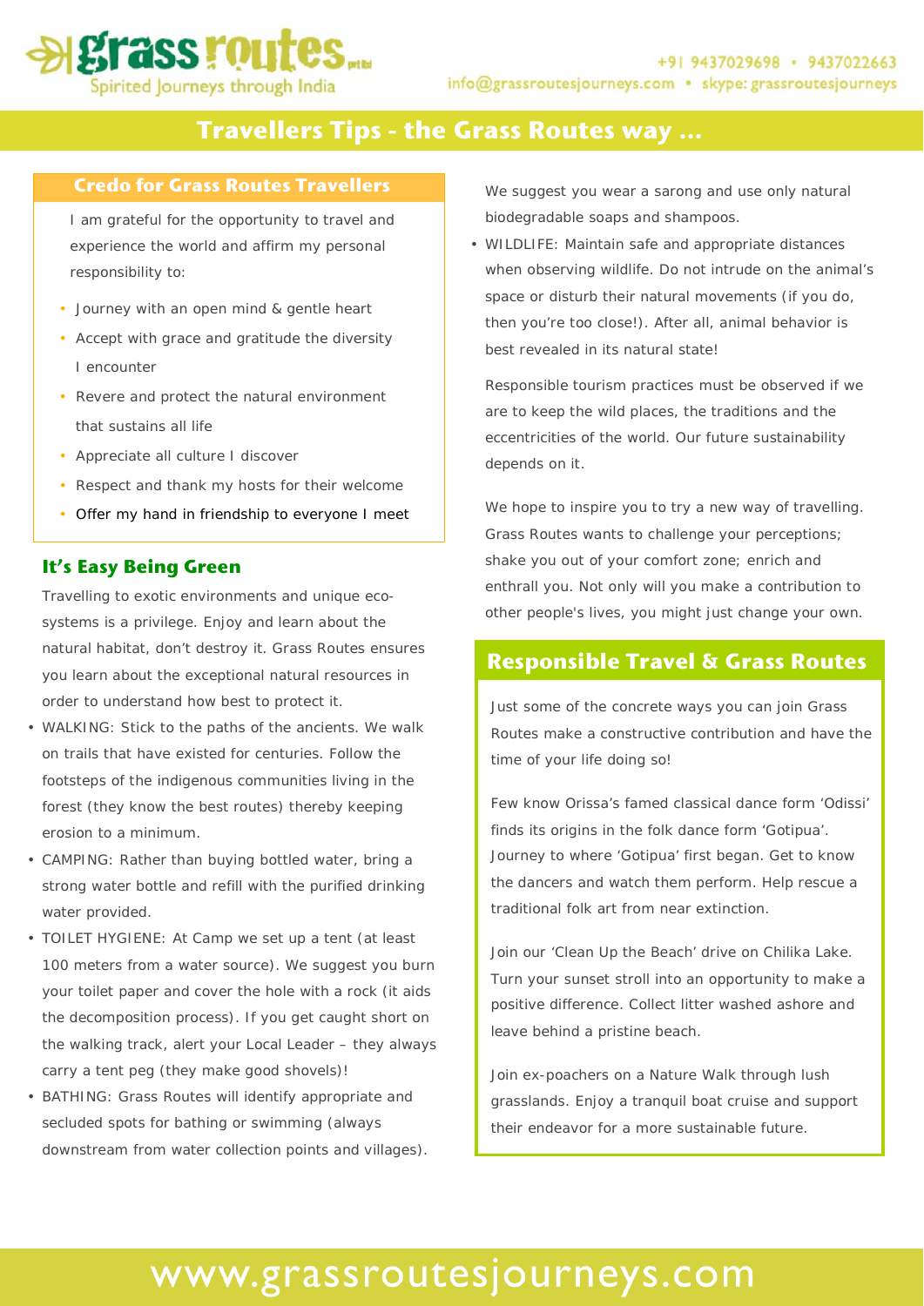Grass routes pvt ltd
Spirited Journeys through India

+91 9437029698 • 9437022663
info@grassroutesjourneys.com • skype: grassroutesjourneys

# Travellers Tips - the Grass Routes way ...

## Credo for Grass Routes Travellers

I am grateful for the opportunity to travel and experience the world and affirm my personal responsibility to:

- Journey with an open mind & gentle heart
- Accept with grace and gratitude the diversity I encounter
- Revere and protect the natural environment that sustains all life
- Appreciate all culture I discover
- Respect and thank my hosts for their welcome
- Offer my hand in friendship to everyone I meet

## It's Easy Being Green

Travelling to exotic environments and unique eco-systems is a privilege. Enjoy and learn about the natural habitat, don't destroy it. Grass Routes ensures you learn about the exceptional natural resources in order to understand how best to protect it.

- WALKING: Stick to the paths of the ancients. We walk on trails that have existed for centuries. Follow the footsteps of the indigenous communities living in the forest (they know the best routes) thereby keeping erosion to a minimum.
- CAMPING: Rather than buying bottled water, bring a strong water bottle and refill with the purified drinking water provided.
- TOILET HYGIENE: At Camp we set up a tent (at least 100 meters from a water source). We suggest you burn your toilet paper and cover the hole with a rock (it aids the decomposition process). If you get caught short on the walking track, alert your Local Leader – they always carry a tent peg (they make good shovels)!
- BATHING: Grass Routes will identify appropriate and secluded spots for bathing or swimming (always downstream from water collection points and villages). We suggest you wear a sarong and use only natural biodegradable soaps and shampoos.
- WILDLIFE: Maintain safe and appropriate distances when observing wildlife. Do not intrude on the animal's space or disturb their natural movements (if you do, then you're too close!). After all, animal behavior is best revealed in its natural state!

Responsible tourism practices must be observed if we are to keep the wild places, the traditions and the eccentricities of the world. Our future sustainability depends on it.

We hope to inspire you to try a new way of travelling. Grass Routes wants to challenge your perceptions; shake you out of your comfort zone; enrich and enthrall you. Not only will you make a contribution to other people's lives, you might just change your own.

## Responsible Travel & Grass Routes

Just some of the concrete ways you can join Grass Routes make a constructive contribution and have the time of your life doing so!

Few know Orissa's famed classical dance form 'Odissi' finds its origins in the folk dance form 'Gotipua'. Journey to where 'Gotipua' first began. Get to know the dancers and watch them perform. Help rescue a traditional folk art from near extinction.

Join our 'Clean Up the Beach' drive on Chilika Lake. Turn your sunset stroll into an opportunity to make a positive difference. Collect litter washed ashore and leave behind a pristine beach.

Join ex-poachers on a Nature Walk through lush grasslands. Enjoy a tranquil boat cruise and support their endeavor for a more sustainable future.

www.grassroutesjourneys.com